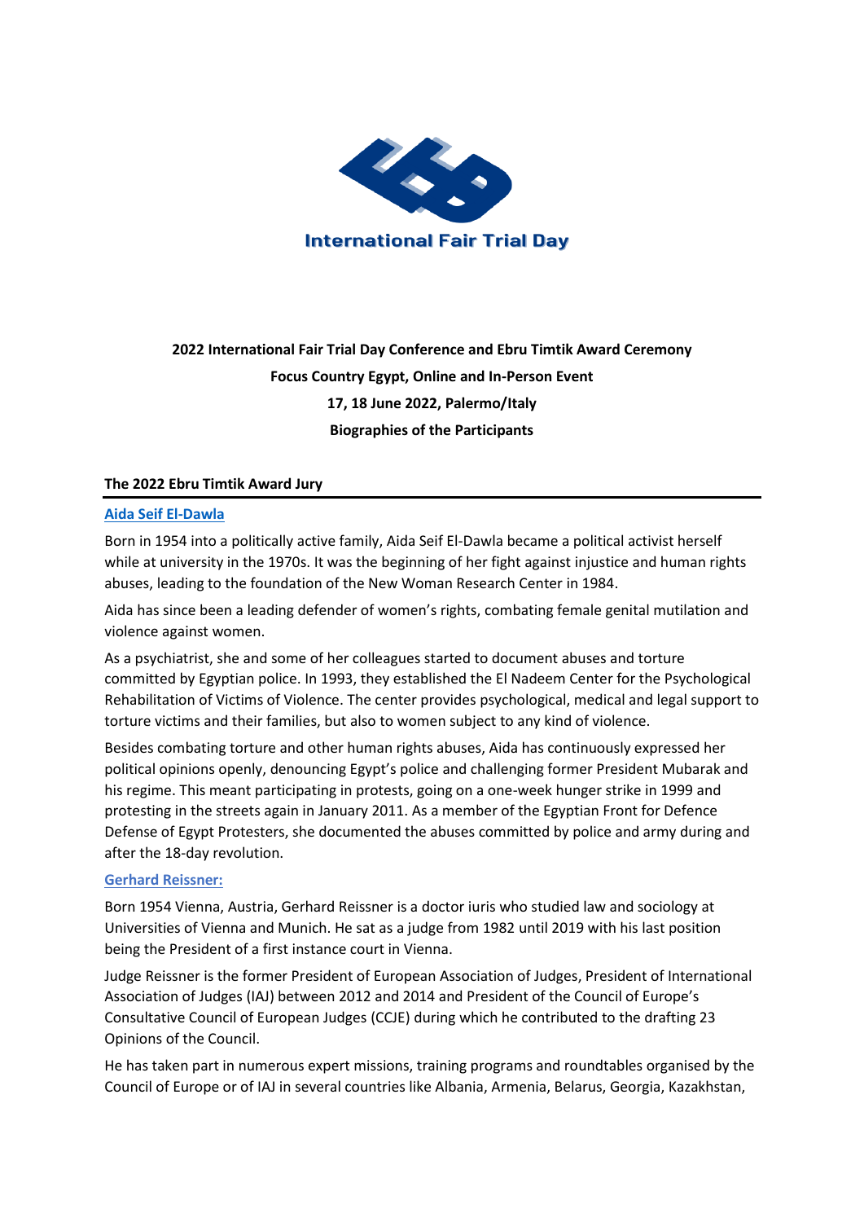International Fair Trial Day

**2022 International Fair Trial Day Conference and Ebru Timtik Award Ceremony**

**Focus Country Egypt, Online and In-Person Event**

**17, 18 June 2022, Palermo/Italy**

**Biographies of the Participants**

## The 2022 Ebru Timtik Award Jury

### Aida Seif El-Dawla

Born in 1954 into a politically active family, Aida Seif El-Dawla became a political activist herself while at university in the 1970s. It was the beginning of her fight against injustice and human rights abuses, leading to the foundation of the New Woman Research Center in 1984.

Aida has since been a leading defender of women's rights, combating female genital mutilation and violence against women.

As a psychiatrist, she and some of her colleagues started to document abuses and torture committed by Egyptian police. In 1993, they established the El Nadeem Center for the Psychological Rehabilitation of Victims of Violence. The center provides psychological, medical and legal support to torture victims and their families, but also to women subject to any kind of violence.

Besides combating torture and other human rights abuses, Aida has continuously expressed her political opinions openly, denouncing Egypt's police and challenging former President Mubarak and his regime. This meant participating in protests, going on a one-week hunger strike in 1999 and protesting in the streets again in January 2011. As a member of the Egyptian Front for Defence Defense of Egypt Protesters, she documented the abuses committed by police and army during and after the 18-day revolution.

### Gerhard Reissner:

Born 1954 Vienna, Austria, Gerhard Reissner is a doctor iuris who studied law and sociology at Universities of Vienna and Munich. He sat as a judge from 1982 until 2019 with his last position being the President of a first instance court in Vienna.

Judge Reissner is the former President of European Association of Judges, President of International Association of Judges (IAJ) between 2012 and 2014 and President of the Council of Europe's Consultative Council of European Judges (CCJE) during which he contributed to the drafting 23 Opinions of the Council.

He has taken part in numerous expert missions, training programs and roundtables organised by the Council of Europe or of IAJ in several countries like Albania, Armenia, Belarus, Georgia, Kazakhstan,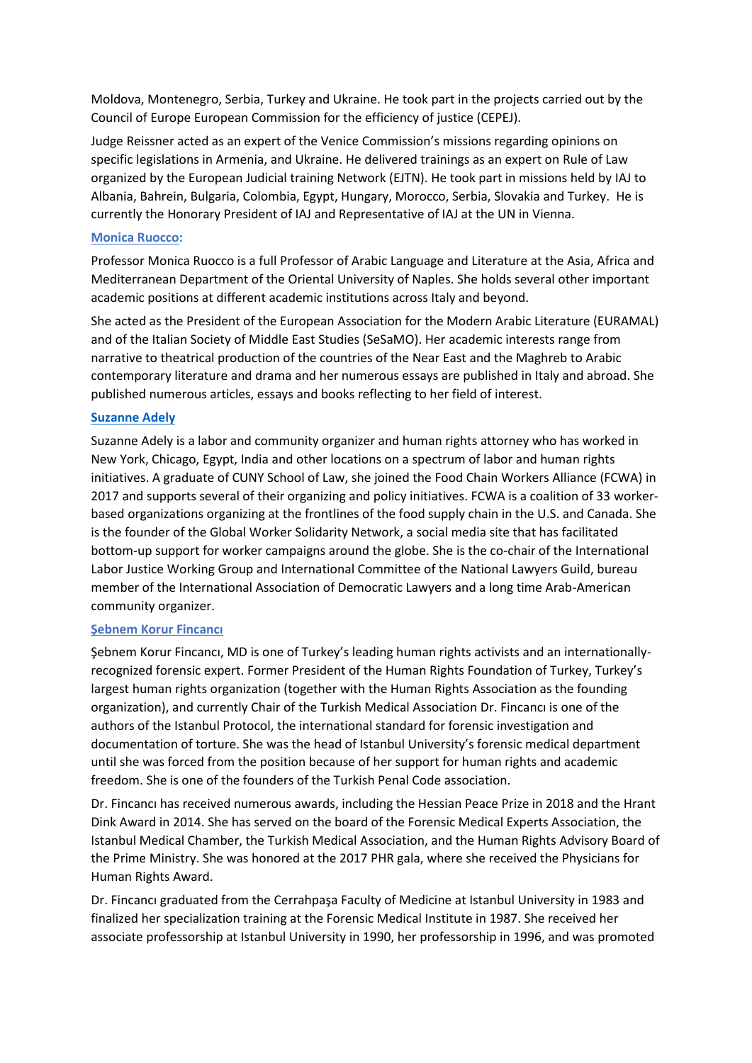Moldova, Montenegro, Serbia, Turkey and Ukraine. He took part in the projects carried out by the Council of Europe European Commission for the efficiency of justice (CEPEJ).

Judge Reissner acted as an expert of the Venice Commission's missions regarding opinions on specific legislations in Armenia, and Ukraine. He delivered trainings as an expert on Rule of Law organized by the European Judicial training Network (EJTN). He took part in missions held by IAJ to Albania, Bahrein, Bulgaria, Colombia, Egypt, Hungary, Morocco, Serbia, Slovakia and Turkey. He is currently the Honorary President of IAJ and Representative of IAJ at the UN in Vienna.

**Monica Ruocco:**

Professor Monica Ruocco is a full Professor of Arabic Language and Literature at the Asia, Africa and Mediterranean Department of the Oriental University of Naples. She holds several other important academic positions at different academic institutions across Italy and beyond.

She acted as the President of the European Association for the Modern Arabic Literature (EURAMAL) and of the Italian Society of Middle East Studies (SeSaMO). Her academic interests range from narrative to theatrical production of the countries of the Near East and the Maghreb to Arabic contemporary literature and drama and her numerous essays are published in Italy and abroad. She published numerous articles, essays and books reflecting to her field of interest.

**Suzanne Adely**

Suzanne Adely is a labor and community organizer and human rights attorney who has worked in New York, Chicago, Egypt, India and other locations on a spectrum of labor and human rights initiatives. A graduate of CUNY School of Law, she joined the Food Chain Workers Alliance (FCWA) in 2017 and supports several of their organizing and policy initiatives. FCWA is a coalition of 33 worker-based organizations organizing at the frontlines of the food supply chain in the U.S. and Canada. She is the founder of the Global Worker Solidarity Network, a social media site that has facilitated bottom-up support for worker campaigns around the globe. She is the co-chair of the International Labor Justice Working Group and International Committee of the National Lawyers Guild, bureau member of the International Association of Democratic Lawyers and a long time Arab-American community organizer.

**Şebnem Korur Fincancı**

Şebnem Korur Fincancı, MD is one of Turkey's leading human rights activists and an internationally-recognized forensic expert. Former President of the Human Rights Foundation of Turkey, Turkey's largest human rights organization (together with the Human Rights Association as the founding organization), and currently Chair of the Turkish Medical Association Dr. Fincancı is one of the authors of the Istanbul Protocol, the international standard for forensic investigation and documentation of torture. She was the head of Istanbul University's forensic medical department until she was forced from the position because of her support for human rights and academic freedom. She is one of the founders of the Turkish Penal Code association.

Dr. Fincancı has received numerous awards, including the Hessian Peace Prize in 2018 and the Hrant Dink Award in 2014. She has served on the board of the Forensic Medical Experts Association, the Istanbul Medical Chamber, the Turkish Medical Association, and the Human Rights Advisory Board of the Prime Ministry. She was honored at the 2017 PHR gala, where she received the Physicians for Human Rights Award.

Dr. Fincancı graduated from the Cerrahpaşa Faculty of Medicine at Istanbul University in 1983 and finalized her specialization training at the Forensic Medical Institute in 1987. She received her associate professorship at Istanbul University in 1990, her professorship in 1996, and was promoted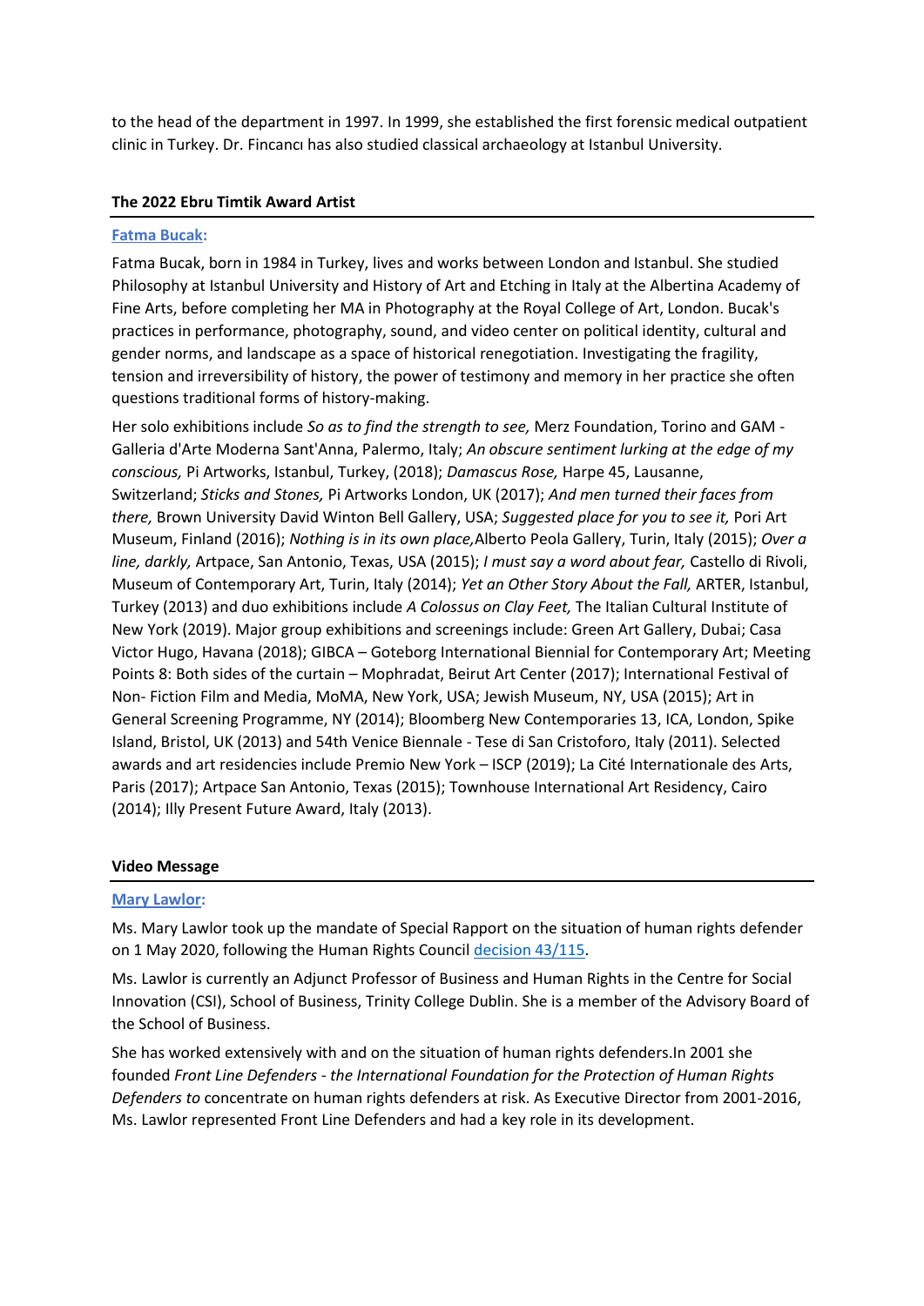to the head of the department in 1997. In 1999, she established the first forensic medical outpatient clinic in Turkey. Dr. Fincancı has also studied classical archaeology at Istanbul University.

## The 2022 Ebru Timtik Award Artist

**Fatma Bucak:**

Fatma Bucak, born in 1984 in Turkey, lives and works between London and Istanbul. She studied Philosophy at Istanbul University and History of Art and Etching in Italy at the Albertina Academy of Fine Arts, before completing her MA in Photography at the Royal College of Art, London. Bucak's practices in performance, photography, sound, and video center on political identity, cultural and gender norms, and landscape as a space of historical renegotiation. Investigating the fragility, tension and irreversibility of history, the power of testimony and memory in her practice she often questions traditional forms of history-making.

Her solo exhibitions include *So as to find the strength to see,* Merz Foundation, Torino and GAM - Galleria d'Arte Moderna Sant'Anna, Palermo, Italy; *An obscure sentiment lurking at the edge of my conscious,* Pi Artworks, Istanbul, Turkey, (2018); *Damascus Rose,* Harpe 45, Lausanne, Switzerland; *Sticks and Stones,* Pi Artworks London, UK (2017); *And men turned their faces from there,* Brown University David Winton Bell Gallery, USA; *Suggested place for you to see it,* Pori Art Museum, Finland (2016); *Nothing is in its own place,*Alberto Peola Gallery, Turin, Italy (2015); *Over a line, darkly,* Artpace, San Antonio, Texas, USA (2015); *I must say a word about fear,* Castello di Rivoli, Museum of Contemporary Art, Turin, Italy (2014); *Yet an Other Story About the Fall,* ARTER, Istanbul, Turkey (2013) and duo exhibitions include *A Colossus on Clay Feet,* The Italian Cultural Institute of New York (2019). Major group exhibitions and screenings include: Green Art Gallery, Dubai; Casa Victor Hugo, Havana (2018); GIBCA – Goteborg International Biennial for Contemporary Art; Meeting Points 8: Both sides of the curtain – Mophradat, Beirut Art Center (2017); International Festival of Non- Fiction Film and Media, MoMA, New York, USA; Jewish Museum, NY, USA (2015); Art in General Screening Programme, NY (2014); Bloomberg New Contemporaries 13, ICA, London, Spike Island, Bristol, UK (2013) and 54th Venice Biennale - Tese di San Cristoforo, Italy (2011). Selected awards and art residencies include Premio New York – ISCP (2019); La Cité Internationale des Arts, Paris (2017); Artpace San Antonio, Texas (2015); Townhouse International Art Residency, Cairo (2014); Illy Present Future Award, Italy (2013).

## Video Message

**Mary Lawlor:**

Ms. Mary Lawlor took up the mandate of Special Rapport on the situation of human rights defender on 1 May 2020, following the Human Rights Council decision 43/115.

Ms. Lawlor is currently an Adjunct Professor of Business and Human Rights in the Centre for Social Innovation (CSI), School of Business, Trinity College Dublin. She is a member of the Advisory Board of the School of Business.

She has worked extensively with and on the situation of human rights defenders.In 2001 she founded *Front Line Defenders - the International Foundation for the Protection of Human Rights Defenders to* concentrate on human rights defenders at risk. As Executive Director from 2001-2016, Ms. Lawlor represented Front Line Defenders and had a key role in its development.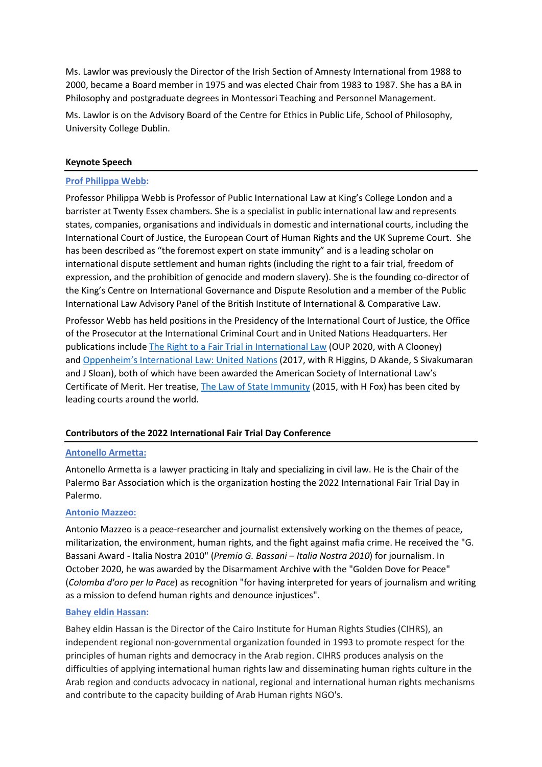Ms. Lawlor was previously the Director of the Irish Section of Amnesty International from 1988 to 2000, became a Board member in 1975 and was elected Chair from 1983 to 1987. She has a BA in Philosophy and postgraduate degrees in Montessori Teaching and Personnel Management.

Ms. Lawlor is on the Advisory Board of the Centre for Ethics in Public Life, School of Philosophy, University College Dublin.

## Keynote Speech

**Prof Philippa Webb:**

Professor Philippa Webb is Professor of Public International Law at King's College London and a barrister at Twenty Essex chambers. She is a specialist in public international law and represents states, companies, organisations and individuals in domestic and international courts, including the International Court of Justice, the European Court of Human Rights and the UK Supreme Court. She has been described as "the foremost expert on state immunity" and is a leading scholar on international dispute settlement and human rights (including the right to a fair trial, freedom of expression, and the prohibition of genocide and modern slavery). She is the founding co-director of the King's Centre on International Governance and Dispute Resolution and a member of the Public International Law Advisory Panel of the British Institute of International & Comparative Law.

Professor Webb has held positions in the Presidency of the International Court of Justice, the Office of the Prosecutor at the International Criminal Court and in United Nations Headquarters. Her publications include The Right to a Fair Trial in International Law (OUP 2020, with A Clooney) and Oppenheim's International Law: United Nations (2017, with R Higgins, D Akande, S Sivakumaran and J Sloan), both of which have been awarded the American Society of International Law's Certificate of Merit. Her treatise, The Law of State Immunity (2015, with H Fox) has been cited by leading courts around the world.

## Contributors of the 2022 International Fair Trial Day Conference

**Antonello Armetta:**

Antonello Armetta is a lawyer practicing in Italy and specializing in civil law. He is the Chair of the Palermo Bar Association which is the organization hosting the 2022 International Fair Trial Day in Palermo.

**Antonio Mazzeo:**

Antonio Mazzeo is a peace-researcher and journalist extensively working on the themes of peace, militarization, the environment, human rights, and the fight against mafia crime. He received the "G. Bassani Award - Italia Nostra 2010" (*Premio G. Bassani – Italia Nostra 2010*) for journalism. In October 2020, he was awarded by the Disarmament Archive with the "Golden Dove for Peace" (*Colomba d'oro per la Pace*) as recognition "for having interpreted for years of journalism and writing as a mission to defend human rights and denounce injustices".

**Bahey eldin Hassan:**

Bahey eldin Hassan is the Director of the Cairo Institute for Human Rights Studies (CIHRS), an independent regional non-governmental organization founded in 1993 to promote respect for the principles of human rights and democracy in the Arab region. CIHRS produces analysis on the difficulties of applying international human rights law and disseminating human rights culture in the Arab region and conducts advocacy in national, regional and international human rights mechanisms and contribute to the capacity building of Arab Human rights NGO's.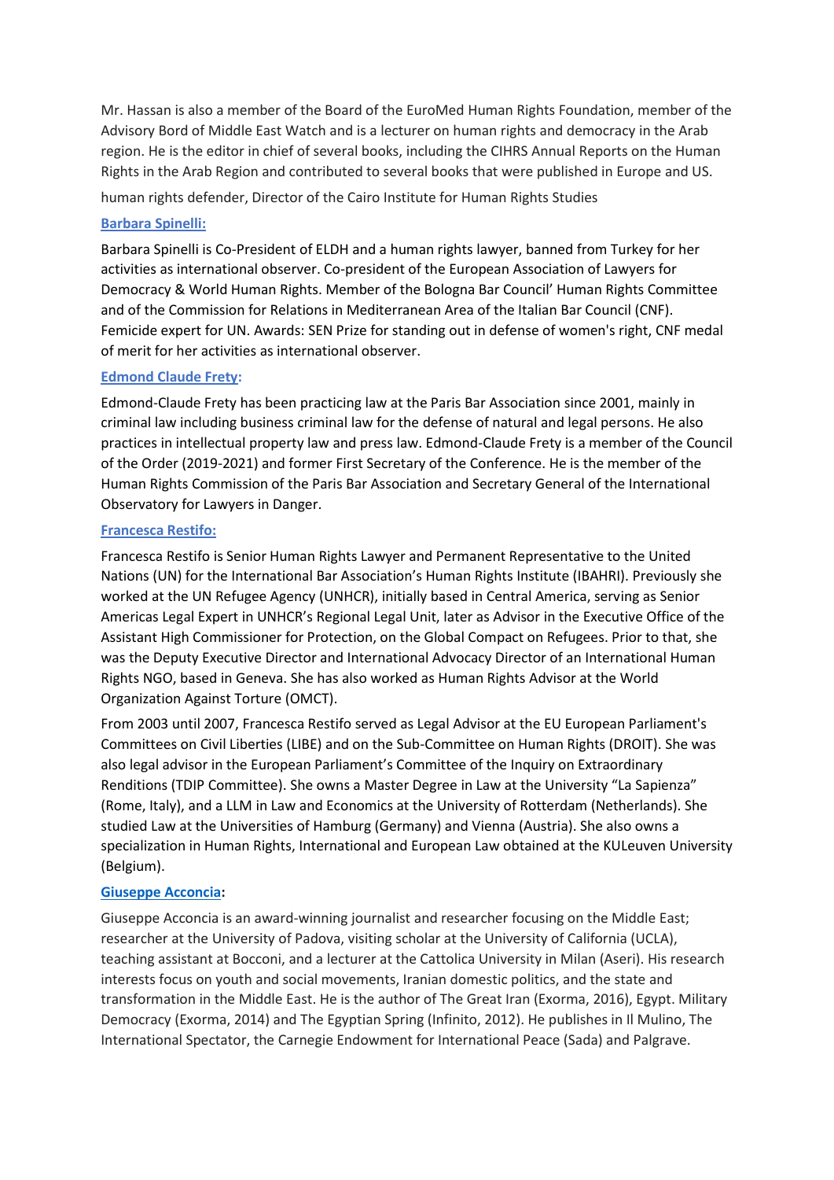Mr. Hassan is also a member of the Board of the EuroMed Human Rights Foundation, member of the Advisory Bord of Middle East Watch and is a lecturer on human rights and democracy in the Arab region. He is the editor in chief of several books, including the CIHRS Annual Reports on the Human Rights in the Arab Region and contributed to several books that were published in Europe and US.

human rights defender, Director of the Cairo Institute for Human Rights Studies

**Barbara Spinelli:**

Barbara Spinelli is Co-President of ELDH and a human rights lawyer, banned from Turkey for her activities as international observer. Co-president of the European Association of Lawyers for Democracy & World Human Rights. Member of the Bologna Bar Council' Human Rights Committee and of the Commission for Relations in Mediterranean Area of the Italian Bar Council (CNF). Femicide expert for UN. Awards: SEN Prize for standing out in defense of women's right, CNF medal of merit for her activities as international observer.

**Edmond Claude Frety:**

Edmond-Claude Frety has been practicing law at the Paris Bar Association since 2001, mainly in criminal law including business criminal law for the defense of natural and legal persons. He also practices in intellectual property law and press law. Edmond-Claude Frety is a member of the Council of the Order (2019-2021) and former First Secretary of the Conference. He is the member of the Human Rights Commission of the Paris Bar Association and Secretary General of the International Observatory for Lawyers in Danger.

**Francesca Restifo:**

Francesca Restifo is Senior Human Rights Lawyer and Permanent Representative to the United Nations (UN) for the International Bar Association's Human Rights Institute (IBAHRI). Previously she worked at the UN Refugee Agency (UNHCR), initially based in Central America, serving as Senior Americas Legal Expert in UNHCR's Regional Legal Unit, later as Advisor in the Executive Office of the Assistant High Commissioner for Protection, on the Global Compact on Refugees. Prior to that, she was the Deputy Executive Director and International Advocacy Director of an International Human Rights NGO, based in Geneva. She has also worked as Human Rights Advisor at the World Organization Against Torture (OMCT).

From 2003 until 2007, Francesca Restifo served as Legal Advisor at the EU European Parliament's Committees on Civil Liberties (LIBE) and on the Sub-Committee on Human Rights (DROIT). She was also legal advisor in the European Parliament's Committee of the Inquiry on Extraordinary Renditions (TDIP Committee). She owns a Master Degree in Law at the University "La Sapienza" (Rome, Italy), and a LLM in Law and Economics at the University of Rotterdam (Netherlands). She studied Law at the Universities of Hamburg (Germany) and Vienna (Austria). She also owns a specialization in Human Rights, International and European Law obtained at the KULeuven University (Belgium).

**Giuseppe Acconcia:**

Giuseppe Acconcia is an award-winning journalist and researcher focusing on the Middle East; researcher at the University of Padova, visiting scholar at the University of California (UCLA), teaching assistant at Bocconi, and a lecturer at the Cattolica University in Milan (Aseri). His research interests focus on youth and social movements, Iranian domestic politics, and the state and transformation in the Middle East. He is the author of The Great Iran (Exorma, 2016), Egypt. Military Democracy (Exorma, 2014) and The Egyptian Spring (Infinito, 2012). He publishes in Il Mulino, The International Spectator, the Carnegie Endowment for International Peace (Sada) and Palgrave.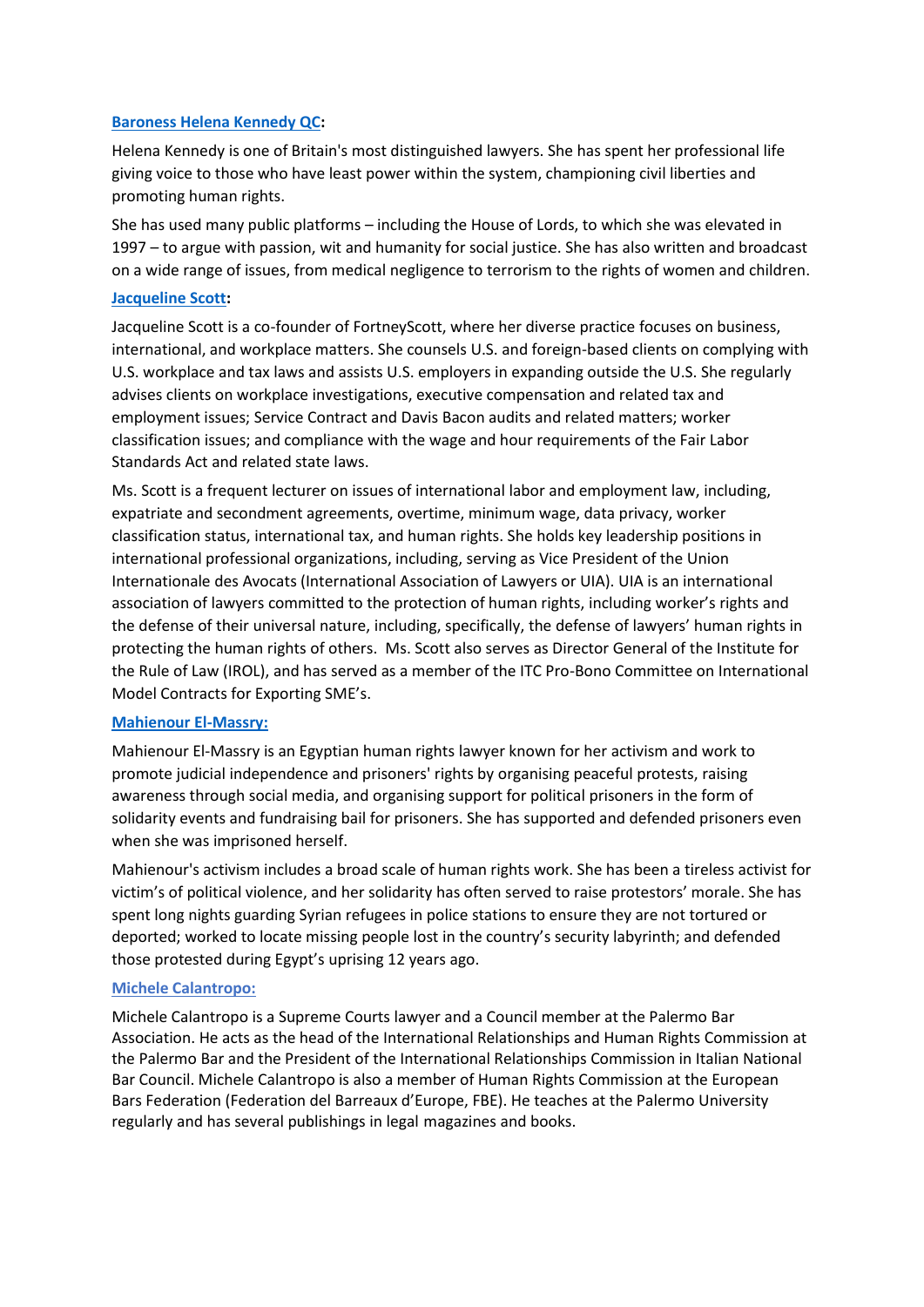**[Baroness Helena Kennedy QC](#):**

Helena Kennedy is one of Britain's most distinguished lawyers. She has spent her professional life giving voice to those who have least power within the system, championing civil liberties and promoting human rights.

She has used many public platforms – including the House of Lords, to which she was elevated in 1997 – to argue with passion, wit and humanity for social justice. She has also written and broadcast on a wide range of issues, from medical negligence to terrorism to the rights of women and children.

**[Jacqueline Scott](#):**

Jacqueline Scott is a co-founder of FortneyScott, where her diverse practice focuses on business, international, and workplace matters. She counsels U.S. and foreign-based clients on complying with U.S. workplace and tax laws and assists U.S. employers in expanding outside the U.S. She regularly advises clients on workplace investigations, executive compensation and related tax and employment issues; Service Contract and Davis Bacon audits and related matters; worker classification issues; and compliance with the wage and hour requirements of the Fair Labor Standards Act and related state laws.

Ms. Scott is a frequent lecturer on issues of international labor and employment law, including, expatriate and secondment agreements, overtime, minimum wage, data privacy, worker classification status, international tax, and human rights. She holds key leadership positions in international professional organizations, including, serving as Vice President of the Union Internationale des Avocats (International Association of Lawyers or UIA). UIA is an international association of lawyers committed to the protection of human rights, including worker's rights and the defense of their universal nature, including, specifically, the defense of lawyers' human rights in protecting the human rights of others. Ms. Scott also serves as Director General of the Institute for the Rule of Law (IROL), and has served as a member of the ITC Pro-Bono Committee on International Model Contracts for Exporting SME's.

**[Mahienour El-Massry:](#)**

Mahienour El-Massry is an Egyptian human rights lawyer known for her activism and work to promote judicial independence and prisoners' rights by organising peaceful protests, raising awareness through social media, and organising support for political prisoners in the form of solidarity events and fundraising bail for prisoners. She has supported and defended prisoners even when she was imprisoned herself.

Mahienour's activism includes a broad scale of human rights work. She has been a tireless activist for victim's of political violence, and her solidarity has often served to raise protestors' morale. She has spent long nights guarding Syrian refugees in police stations to ensure they are not tortured or deported; worked to locate missing people lost in the country's security labyrinth; and defended those protested during Egypt's uprising 12 years ago.

**[Michele Calantropo:](#)**

Michele Calantropo is a Supreme Courts lawyer and a Council member at the Palermo Bar Association. He acts as the head of the International Relationships and Human Rights Commission at the Palermo Bar and the President of the International Relationships Commission in Italian National Bar Council. Michele Calantropo is also a member of Human Rights Commission at the European Bars Federation (Federation del Barreaux d'Europe, FBE). He teaches at the Palermo University regularly and has several publishings in legal magazines and books.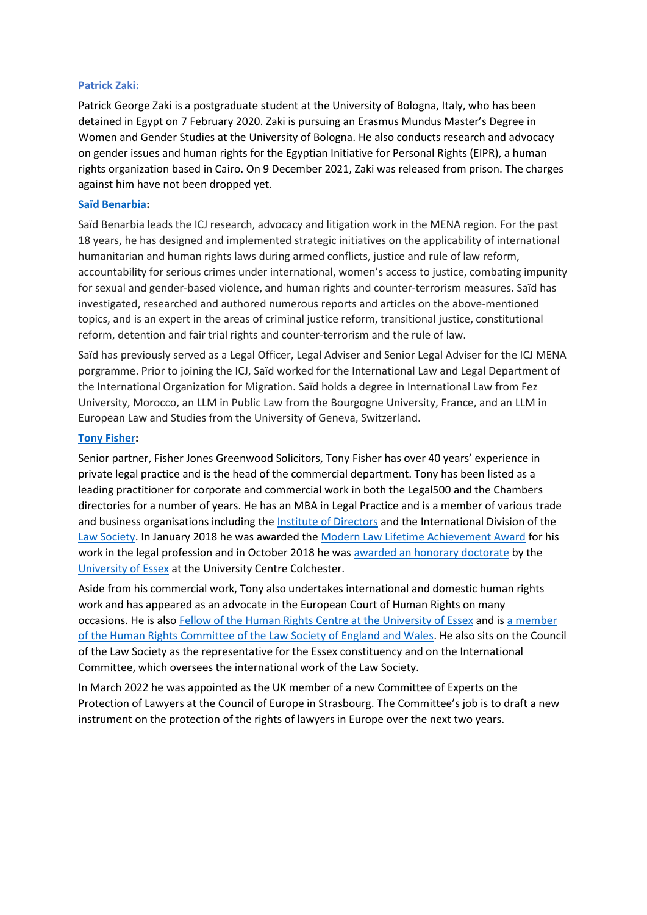**Patrick Zaki:**

Patrick George Zaki is a postgraduate student at the University of Bologna, Italy, who has been detained in Egypt on 7 February 2020. Zaki is pursuing an Erasmus Mundus Master's Degree in Women and Gender Studies at the University of Bologna. He also conducts research and advocacy on gender issues and human rights for the Egyptian Initiative for Personal Rights (EIPR), a human rights organization based in Cairo. On 9 December 2021, Zaki was released from prison. The charges against him have not been dropped yet.

**Saïd Benarbia:**

Saïd Benarbia leads the ICJ research, advocacy and litigation work in the MENA region. For the past 18 years, he has designed and implemented strategic initiatives on the applicability of international humanitarian and human rights laws during armed conflicts, justice and rule of law reform, accountability for serious crimes under international, women's access to justice, combating impunity for sexual and gender-based violence, and human rights and counter-terrorism measures. Saïd has investigated, researched and authored numerous reports and articles on the above-mentioned topics, and is an expert in the areas of criminal justice reform, transitional justice, constitutional reform, detention and fair trial rights and counter-terrorism and the rule of law.

Saïd has previously served as a Legal Officer, Legal Adviser and Senior Legal Adviser for the ICJ MENA porgramme. Prior to joining the ICJ, Saïd worked for the International Law and Legal Department of the International Organization for Migration. Saïd holds a degree in International Law from Fez University, Morocco, an LLM in Public Law from the Bourgogne University, France, and an LLM in European Law and Studies from the University of Geneva, Switzerland.

**Tony Fisher:**

Senior partner, Fisher Jones Greenwood Solicitors, Tony Fisher has over 40 years' experience in private legal practice and is the head of the commercial department. Tony has been listed as a leading practitioner for corporate and commercial work in both the Legal500 and the Chambers directories for a number of years. He has an MBA in Legal Practice and is a member of various trade and business organisations including the Institute of Directors and the International Division of the Law Society. In January 2018 he was awarded the Modern Law Lifetime Achievement Award for his work in the legal profession and in October 2018 he was awarded an honorary doctorate by the University of Essex at the University Centre Colchester.

Aside from his commercial work, Tony also undertakes international and domestic human rights work and has appeared as an advocate in the European Court of Human Rights on many occasions. He is also Fellow of the Human Rights Centre at the University of Essex and is a member of the Human Rights Committee of the Law Society of England and Wales. He also sits on the Council of the Law Society as the representative for the Essex constituency and on the International Committee, which oversees the international work of the Law Society.

In March 2022 he was appointed as the UK member of a new Committee of Experts on the Protection of Lawyers at the Council of Europe in Strasbourg. The Committee's job is to draft a new instrument on the protection of the rights of lawyers in Europe over the next two years.